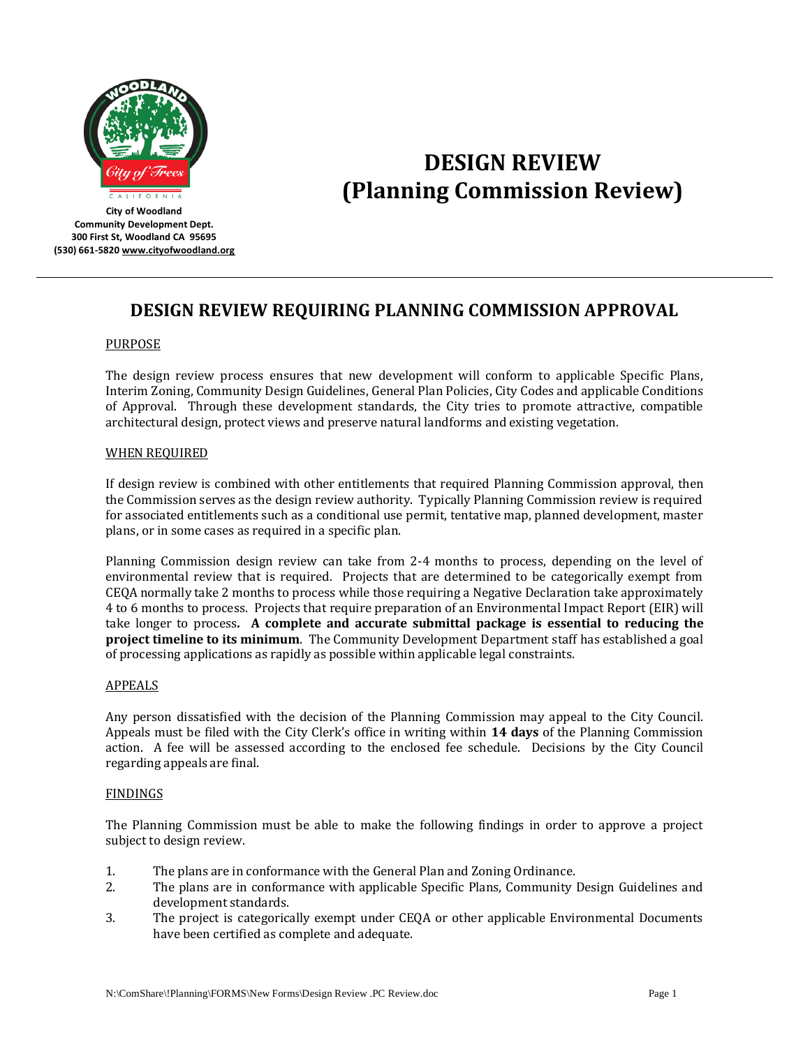City of Woodland
Community Development Dept.
300 First St, Woodland CA 95695
(530) 661-5820 www.cityofwoodland.org

# DESIGN REVIEW (Planning Commission Review)

## DESIGN REVIEW REQUIRING PLANNING COMMISSION APPROVAL

### PURPOSE

The design review process ensures that new development will conform to applicable Specific Plans, Interim Zoning, Community Design Guidelines, General Plan Policies, City Codes and applicable Conditions of Approval. Through these development standards, the City tries to promote attractive, compatible architectural design, protect views and preserve natural landforms and existing vegetation.

### WHEN REQUIRED

If design review is combined with other entitlements that required Planning Commission approval, then the Commission serves as the design review authority. Typically Planning Commission review is required for associated entitlements such as a conditional use permit, tentative map, planned development, master plans, or in some cases as required in a specific plan.

Planning Commission design review can take from 2-4 months to process, depending on the level of environmental review that is required. Projects that are determined to be categorically exempt from CEQA normally take 2 months to process while those requiring a Negative Declaration take approximately 4 to 6 months to process. Projects that require preparation of an Environmental Impact Report (EIR) will take longer to process**. A complete and accurate submittal package is essential to reducing the project timeline to its minimum**. The Community Development Department staff has established a goal of processing applications as rapidly as possible within applicable legal constraints.

### APPEALS

Any person dissatisfied with the decision of the Planning Commission may appeal to the City Council. Appeals must be filed with the City Clerk's office in writing within **14 days** of the Planning Commission action. A fee will be assessed according to the enclosed fee schedule. Decisions by the City Council regarding appeals are final.

### FINDINGS

The Planning Commission must be able to make the following findings in order to approve a project subject to design review.

1. The plans are in conformance with the General Plan and Zoning Ordinance.
2. The plans are in conformance with applicable Specific Plans, Community Design Guidelines and development standards.
3. The project is categorically exempt under CEQA or other applicable Environmental Documents have been certified as complete and adequate.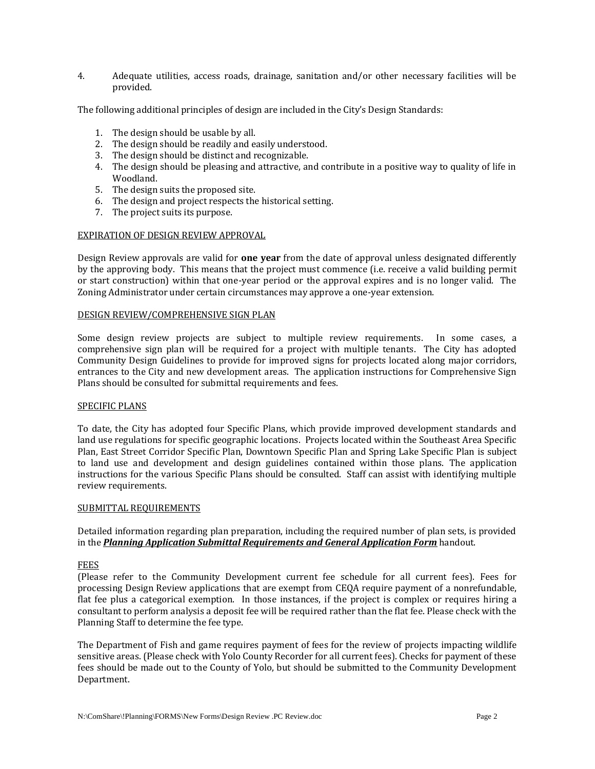4. Adequate utilities, access roads, drainage, sanitation and/or other necessary facilities will be provided.

The following additional principles of design are included in the City's Design Standards:

1. The design should be usable by all.
2. The design should be readily and easily understood.
3. The design should be distinct and recognizable.
4. The design should be pleasing and attractive, and contribute in a positive way to quality of life in Woodland.
5. The design suits the proposed site.
6. The design and project respects the historical setting.
7. The project suits its purpose.

## EXPIRATION OF DESIGN REVIEW APPROVAL

Design Review approvals are valid for **one year** from the date of approval unless designated differently by the approving body. This means that the project must commence (i.e. receive a valid building permit or start construction) within that one-year period or the approval expires and is no longer valid. The Zoning Administrator under certain circumstances may approve a one-year extension.

## DESIGN REVIEW/COMPREHENSIVE SIGN PLAN

Some design review projects are subject to multiple review requirements. In some cases, a comprehensive sign plan will be required for a project with multiple tenants. The City has adopted Community Design Guidelines to provide for improved signs for projects located along major corridors, entrances to the City and new development areas. The application instructions for Comprehensive Sign Plans should be consulted for submittal requirements and fees.

## SPECIFIC PLANS

To date, the City has adopted four Specific Plans, which provide improved development standards and land use regulations for specific geographic locations. Projects located within the Southeast Area Specific Plan, East Street Corridor Specific Plan, Downtown Specific Plan and Spring Lake Specific Plan is subject to land use and development and design guidelines contained within those plans. The application instructions for the various Specific Plans should be consulted. Staff can assist with identifying multiple review requirements.

## SUBMITTAL REQUIREMENTS

Detailed information regarding plan preparation, including the required number of plan sets, is provided in the ***Planning Application Submittal Requirements and General Application Form*** handout.

## FEES

(Please refer to the Community Development current fee schedule for all current fees). Fees for processing Design Review applications that are exempt from CEQA require payment of a nonrefundable, flat fee plus a categorical exemption. In those instances, if the project is complex or requires hiring a consultant to perform analysis a deposit fee will be required rather than the flat fee. Please check with the Planning Staff to determine the fee type.

The Department of Fish and game requires payment of fees for the review of projects impacting wildlife sensitive areas. (Please check with Yolo County Recorder for all current fees). Checks for payment of these fees should be made out to the County of Yolo, but should be submitted to the Community Development Department.